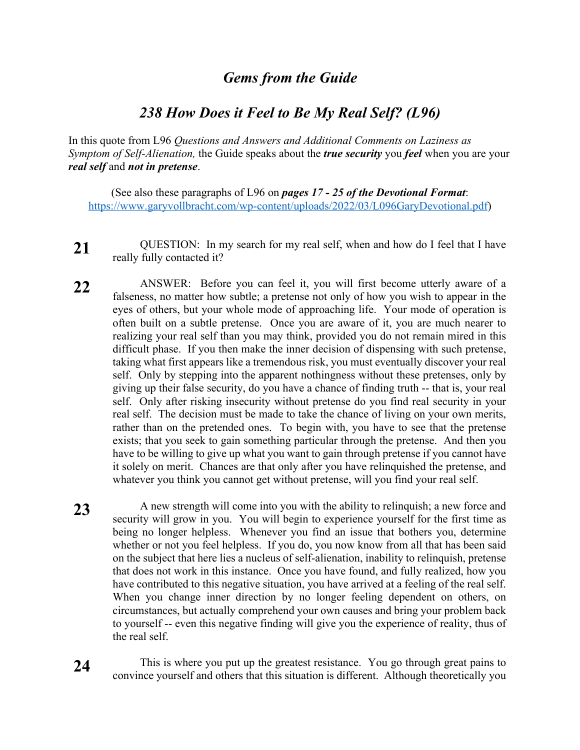# *Gems from the Guide*

## *238 How Does it Feel to Be My Real Self? (L96)*

In this quote from L96 *Questions and Answers and Additional Comments on Laziness as Symptom of Self-Alienation,* the Guide speaks about the ***true security*** you ***feel*** when you are your ***real self*** and ***not in pretense***.

(See also these paragraphs of L96 on ***pages 17 - 25 of the Devotional Format***: https://www.garyvollbracht.com/wp-content/uploads/2022/03/L096GaryDevotional.pdf)

**21** QUESTION: In my search for my real self, when and how do I feel that I have really fully contacted it?

**22** ANSWER: Before you can feel it, you will first become utterly aware of a falseness, no matter how subtle; a pretense not only of how you wish to appear in the eyes of others, but your whole mode of approaching life. Your mode of operation is often built on a subtle pretense. Once you are aware of it, you are much nearer to realizing your real self than you may think, provided you do not remain mired in this difficult phase. If you then make the inner decision of dispensing with such pretense, taking what first appears like a tremendous risk, you must eventually discover your real self. Only by stepping into the apparent nothingness without these pretenses, only by giving up their false security, do you have a chance of finding truth -- that is, your real self. Only after risking insecurity without pretense do you find real security in your real self. The decision must be made to take the chance of living on your own merits, rather than on the pretended ones. To begin with, you have to see that the pretense exists; that you seek to gain something particular through the pretense. And then you have to be willing to give up what you want to gain through pretense if you cannot have it solely on merit. Chances are that only after you have relinquished the pretense, and whatever you think you cannot get without pretense, will you find your real self.

**23** A new strength will come into you with the ability to relinquish; a new force and security will grow in you. You will begin to experience yourself for the first time as being no longer helpless. Whenever you find an issue that bothers you, determine whether or not you feel helpless. If you do, you now know from all that has been said on the subject that here lies a nucleus of self-alienation, inability to relinquish, pretense that does not work in this instance. Once you have found, and fully realized, how you have contributed to this negative situation, you have arrived at a feeling of the real self. When you change inner direction by no longer feeling dependent on others, on circumstances, but actually comprehend your own causes and bring your problem back to yourself -- even this negative finding will give you the experience of reality, thus of the real self.

**24** This is where you put up the greatest resistance. You go through great pains to convince yourself and others that this situation is different. Although theoretically you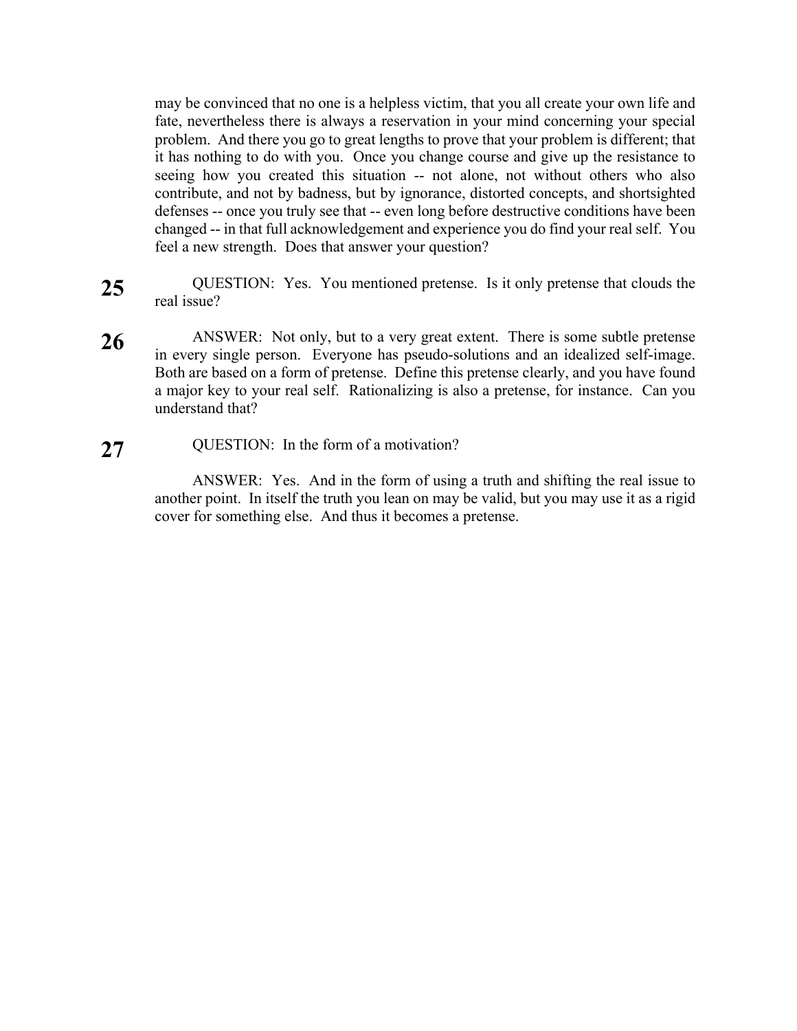may be convinced that no one is a helpless victim, that you all create your own life and fate, nevertheless there is always a reservation in your mind concerning your special problem. And there you go to great lengths to prove that your problem is different; that it has nothing to do with you. Once you change course and give up the resistance to seeing how you created this situation -- not alone, not without others who also contribute, and not by badness, but by ignorance, distorted concepts, and shortsighted defenses -- once you truly see that -- even long before destructive conditions have been changed -- in that full acknowledgement and experience you do find your real self. You feel a new strength. Does that answer your question?

**25** QUESTION: Yes. You mentioned pretense. Is it only pretense that clouds the real issue?

**26** ANSWER: Not only, but to a very great extent. There is some subtle pretense in every single person. Everyone has pseudo-solutions and an idealized self-image. Both are based on a form of pretense. Define this pretense clearly, and you have found a major key to your real self. Rationalizing is also a pretense, for instance. Can you understand that?

**27** QUESTION: In the form of a motivation?

ANSWER: Yes. And in the form of using a truth and shifting the real issue to another point. In itself the truth you lean on may be valid, but you may use it as a rigid cover for something else. And thus it becomes a pretense.